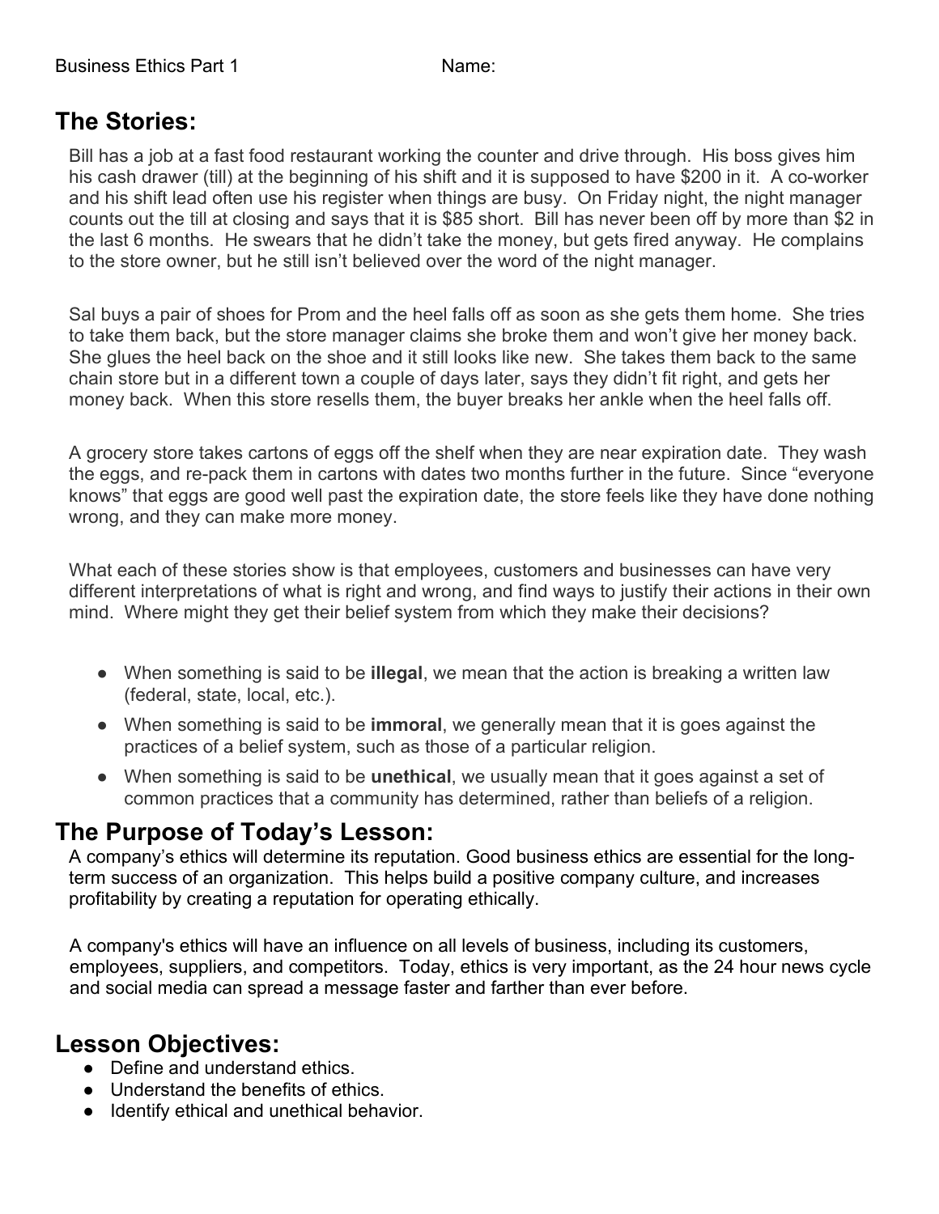Business Ethics Part 1 Name:

## The Stories:

Bill has a job at a fast food restaurant working the counter and drive through. His boss gives him his cash drawer (till) at the beginning of his shift and it is supposed to have $200 in it. A co-worker and his shift lead often use his register when things are busy. On Friday night, the night manager counts out the till at closing and says that it is $85 short. Bill has never been off by more than $2 in the last 6 months. He swears that he didn't take the money, but gets fired anyway. He complains to the store owner, but he still isn't believed over the word of the night manager.

Sal buys a pair of shoes for Prom and the heel falls off as soon as she gets them home. She tries to take them back, but the store manager claims she broke them and won't give her money back. She glues the heel back on the shoe and it still looks like new. She takes them back to the same chain store but in a different town a couple of days later, says they didn't fit right, and gets her money back. When this store resells them, the buyer breaks her ankle when the heel falls off.

A grocery store takes cartons of eggs off the shelf when they are near expiration date. They wash the eggs, and re-pack them in cartons with dates two months further in the future. Since "everyone knows" that eggs are good well past the expiration date, the store feels like they have done nothing wrong, and they can make more money.

What each of these stories show is that employees, customers and businesses can have very different interpretations of what is right and wrong, and find ways to justify their actions in their own mind. Where might they get their belief system from which they make their decisions?

- When something is said to be **illegal**, we mean that the action is breaking a written law (federal, state, local, etc.).
- When something is said to be **immoral**, we generally mean that it is goes against the practices of a belief system, such as those of a particular religion.
- When something is said to be **unethical**, we usually mean that it goes against a set of common practices that a community has determined, rather than beliefs of a religion.

## The Purpose of Today's Lesson:

A company's ethics will determine its reputation. Good business ethics are essential for the long-term success of an organization. This helps build a positive company culture, and increases profitability by creating a reputation for operating ethically.

A company's ethics will have an influence on all levels of business, including its customers, employees, suppliers, and competitors. Today, ethics is very important, as the 24 hour news cycle and social media can spread a message faster and farther than ever before.

## Lesson Objectives:

- Define and understand ethics.
- Understand the benefits of ethics.
- Identify ethical and unethical behavior.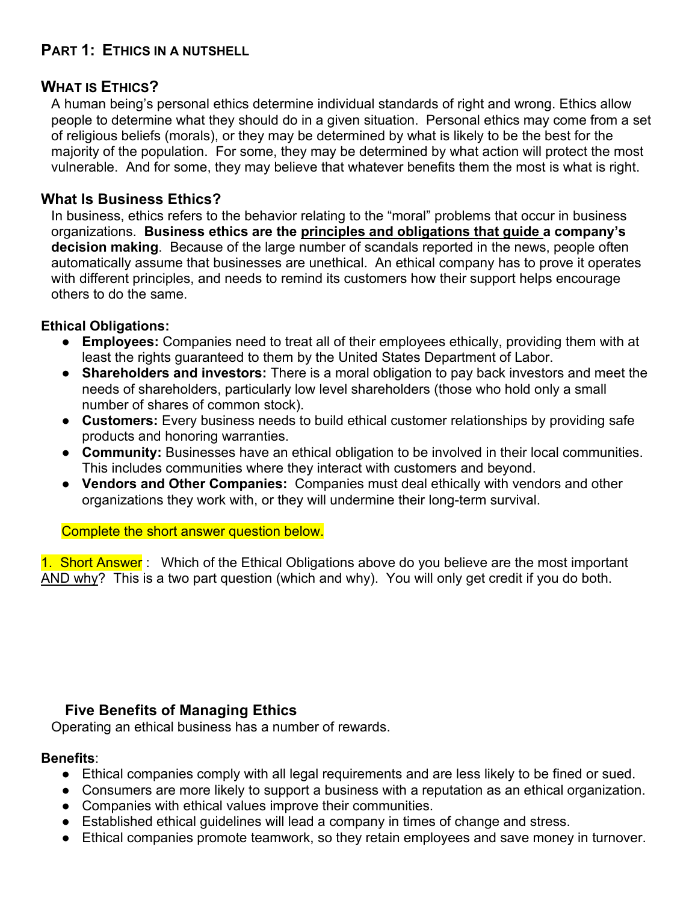# Part 1: Ethics in a Nutshell

## What is Ethics?

A human being's personal ethics determine individual standards of right and wrong. Ethics allow people to determine what they should do in a given situation. Personal ethics may come from a set of religious beliefs (morals), or they may be determined by what is likely to be the best for the majority of the population. For some, they may be determined by what action will protect the most vulnerable. And for some, they may believe that whatever benefits them the most is what is right.

## What Is Business Ethics?

In business, ethics refers to the behavior relating to the "moral" problems that occur in business organizations. **Business ethics are the <u>principles and obligations that guide</u> a company's decision making**. Because of the large number of scandals reported in the news, people often automatically assume that businesses are unethical. An ethical company has to prove it operates with different principles, and needs to remind its customers how their support helps encourage others to do the same.

**Ethical Obligations:**

- **Employees:** Companies need to treat all of their employees ethically, providing them with at least the rights guaranteed to them by the United States Department of Labor.
- **Shareholders and investors:** There is a moral obligation to pay back investors and meet the needs of shareholders, particularly low level shareholders (those who hold only a small number of shares of common stock).
- **Customers:** Every business needs to build ethical customer relationships by providing safe products and honoring warranties.
- **Community:** Businesses have an ethical obligation to be involved in their local communities. This includes communities where they interact with customers and beyond.
- **Vendors and Other Companies:** Companies must deal ethically with vendors and other organizations they work with, or they will undermine their long-term survival.

Complete the short answer question below.

1. Short Answer : Which of the Ethical Obligations above do you believe are the most important <u>AND why</u>? This is a two part question (which and why). You will only get credit if you do both.

## Five Benefits of Managing Ethics

Operating an ethical business has a number of rewards.

**Benefits**:

- Ethical companies comply with all legal requirements and are less likely to be fined or sued.
- Consumers are more likely to support a business with a reputation as an ethical organization.
- Companies with ethical values improve their communities.
- Established ethical guidelines will lead a company in times of change and stress.
- Ethical companies promote teamwork, so they retain employees and save money in turnover.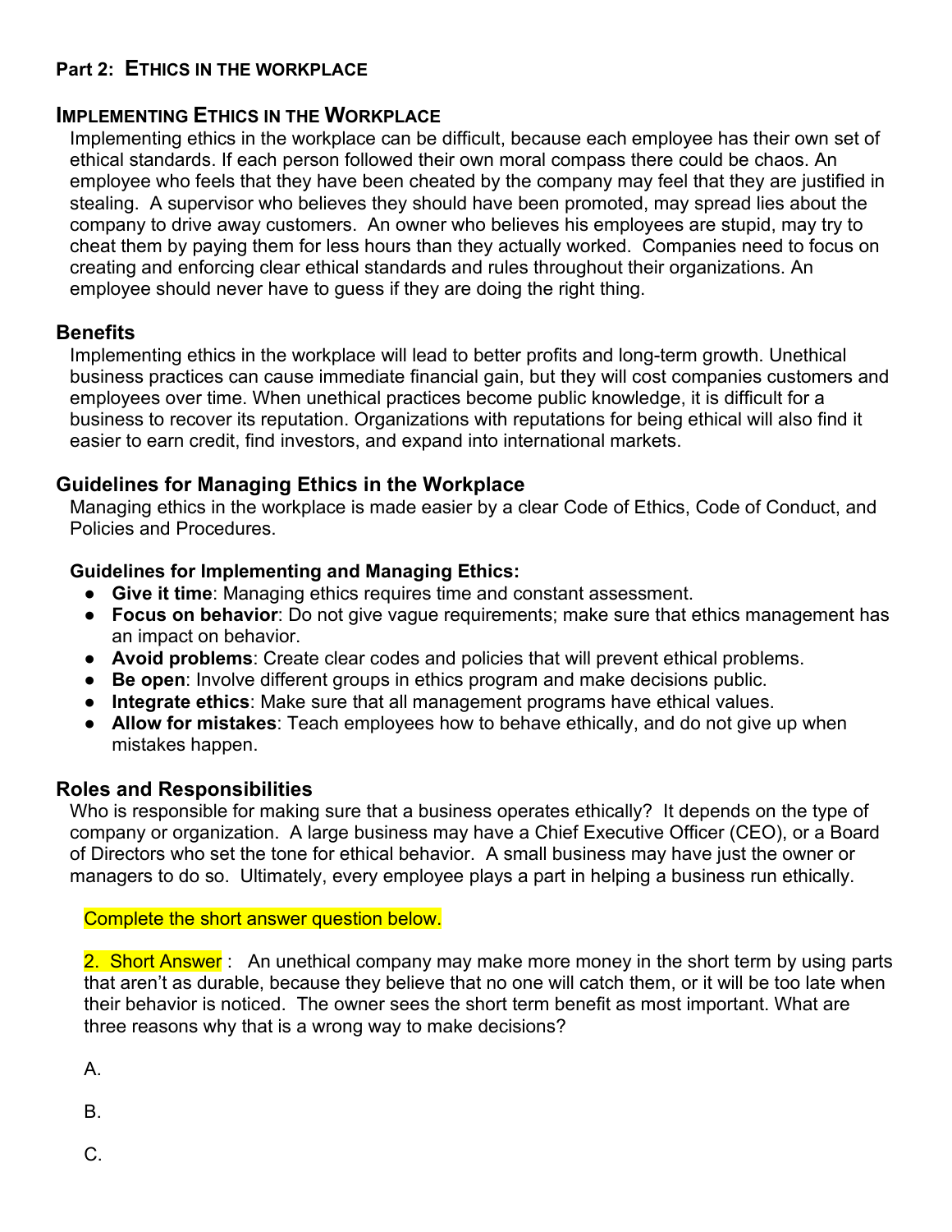## Part 2: ETHICS IN THE WORKPLACE

### IMPLEMENTING ETHICS IN THE WORKPLACE

Implementing ethics in the workplace can be difficult, because each employee has their own set of ethical standards. If each person followed their own moral compass there could be chaos. An employee who feels that they have been cheated by the company may feel that they are justified in stealing. A supervisor who believes they should have been promoted, may spread lies about the company to drive away customers. An owner who believes his employees are stupid, may try to cheat them by paying them for less hours than they actually worked. Companies need to focus on creating and enforcing clear ethical standards and rules throughout their organizations. An employee should never have to guess if they are doing the right thing.

### Benefits

Implementing ethics in the workplace will lead to better profits and long-term growth. Unethical business practices can cause immediate financial gain, but they will cost companies customers and employees over time. When unethical practices become public knowledge, it is difficult for a business to recover its reputation. Organizations with reputations for being ethical will also find it easier to earn credit, find investors, and expand into international markets.

### Guidelines for Managing Ethics in the Workplace

Managing ethics in the workplace is made easier by a clear Code of Ethics, Code of Conduct, and Policies and Procedures.

**Guidelines for Implementing and Managing Ethics:**

- **Give it time**: Managing ethics requires time and constant assessment.
- **Focus on behavior**: Do not give vague requirements; make sure that ethics management has an impact on behavior.
- **Avoid problems**: Create clear codes and policies that will prevent ethical problems.
- **Be open**: Involve different groups in ethics program and make decisions public.
- **Integrate ethics**: Make sure that all management programs have ethical values.
- **Allow for mistakes**: Teach employees how to behave ethically, and do not give up when mistakes happen.

### Roles and Responsibilities

Who is responsible for making sure that a business operates ethically? It depends on the type of company or organization. A large business may have a Chief Executive Officer (CEO), or a Board of Directors who set the tone for ethical behavior. A small business may have just the owner or managers to do so. Ultimately, every employee plays a part in helping a business run ethically.

Complete the short answer question below.

2. Short Answer : An unethical company may make more money in the short term by using parts that aren't as durable, because they believe that no one will catch them, or it will be too late when their behavior is noticed. The owner sees the short term benefit as most important. What are three reasons why that is a wrong way to make decisions?

A.

B.

C.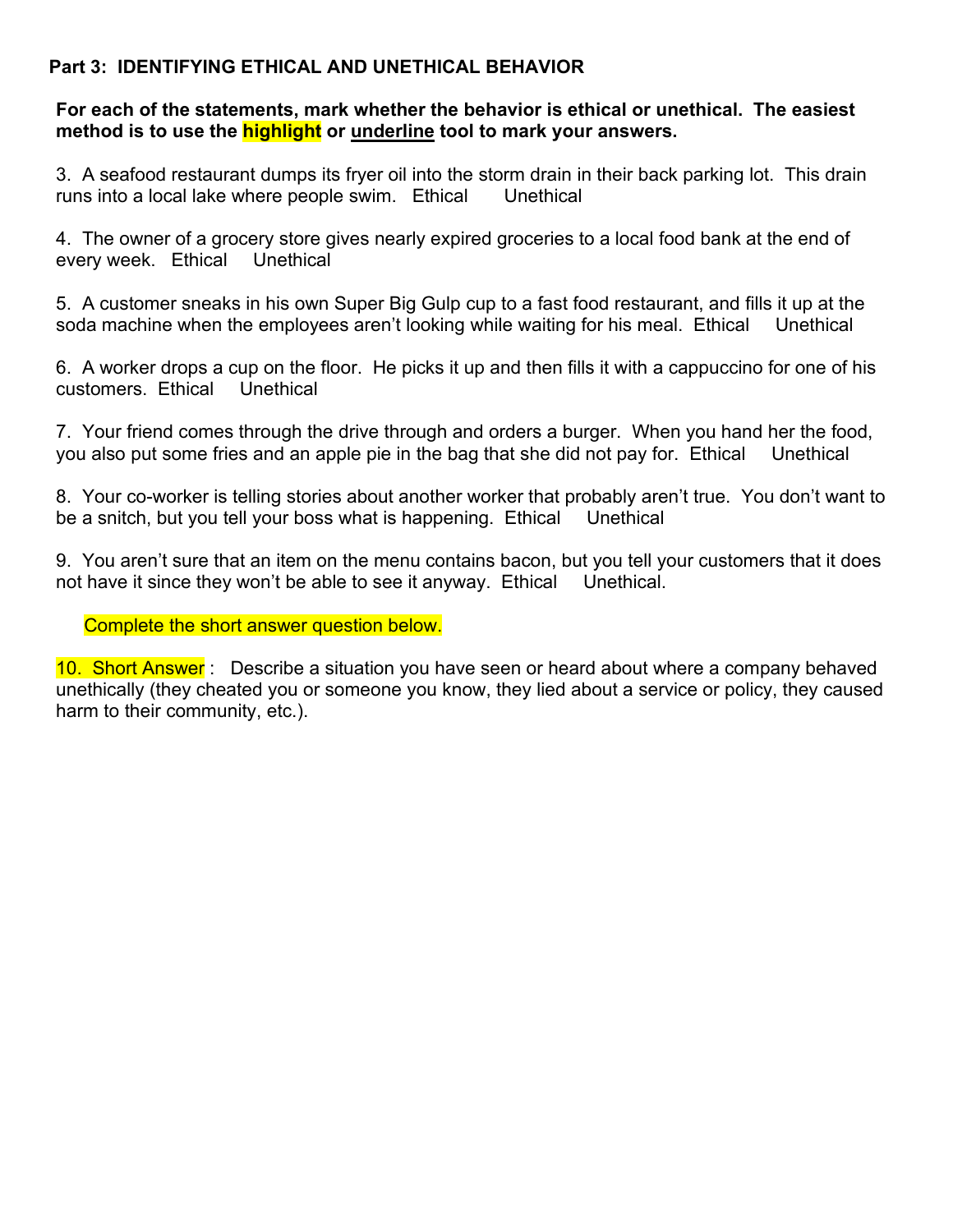**Part 3: IDENTIFYING ETHICAL AND UNETHICAL BEHAVIOR**

**For each of the statements, mark whether the behavior is ethical or unethical. The easiest method is to use the highlight or underline tool to mark your answers.**

3. A seafood restaurant dumps its fryer oil into the storm drain in their back parking lot. This drain runs into a local lake where people swim. Ethical Unethical

4. The owner of a grocery store gives nearly expired groceries to a local food bank at the end of every week. Ethical Unethical

5. A customer sneaks in his own Super Big Gulp cup to a fast food restaurant, and fills it up at the soda machine when the employees aren't looking while waiting for his meal. Ethical Unethical

6. A worker drops a cup on the floor. He picks it up and then fills it with a cappuccino for one of his customers. Ethical Unethical

7. Your friend comes through the drive through and orders a burger. When you hand her the food, you also put some fries and an apple pie in the bag that she did not pay for. Ethical Unethical

8. Your co-worker is telling stories about another worker that probably aren't true. You don't want to be a snitch, but you tell your boss what is happening. Ethical Unethical

9. You aren't sure that an item on the menu contains bacon, but you tell your customers that it does not have it since they won't be able to see it anyway. Ethical Unethical.

Complete the short answer question below.

10. Short Answer : Describe a situation you have seen or heard about where a company behaved unethically (they cheated you or someone you know, they lied about a service or policy, they caused harm to their community, etc.).